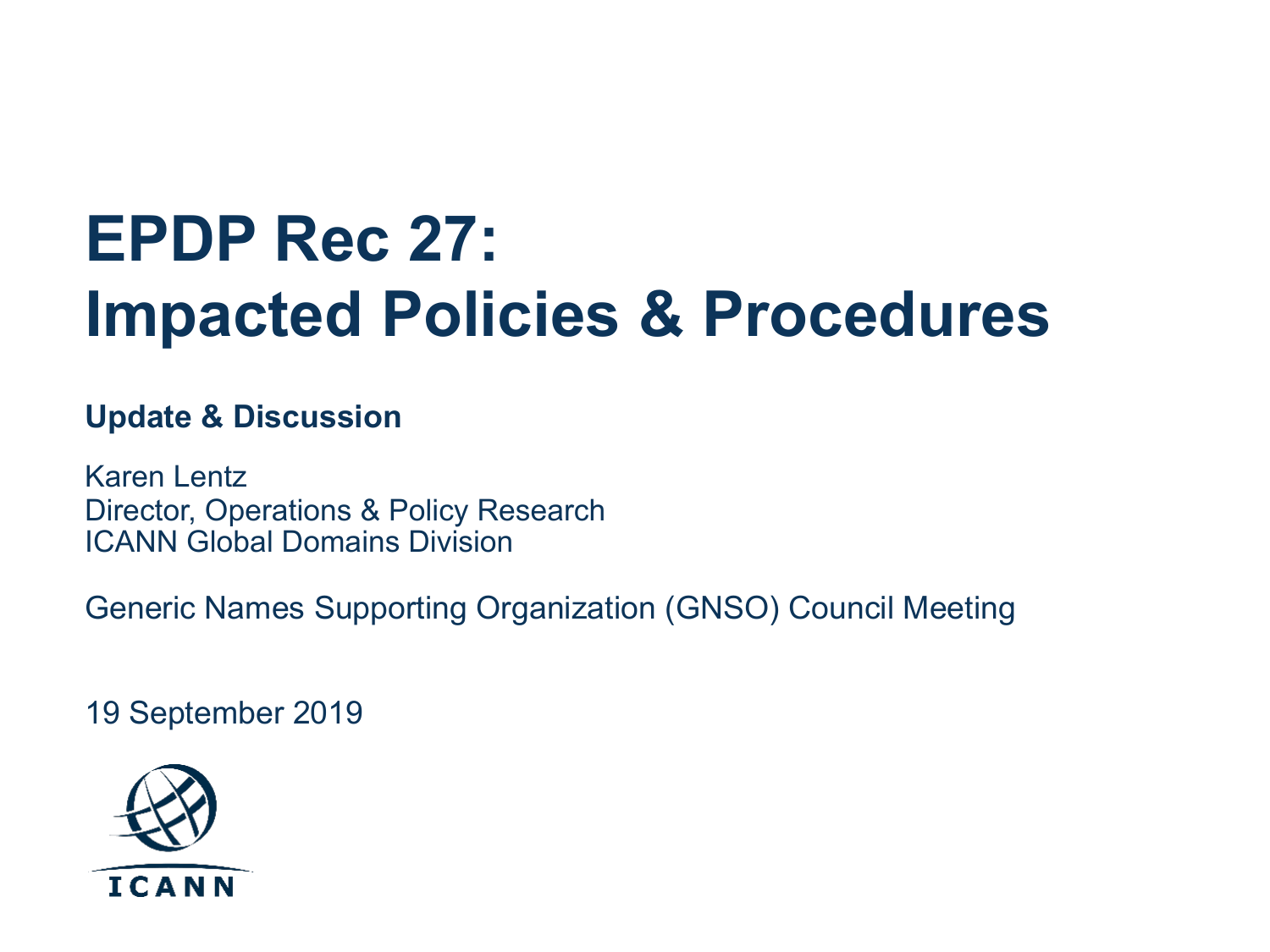# EPDP Rec 27: Impacted Policies & Procedures

**Update & Discussion**

Karen Lentz
Director, Operations & Policy Research
ICANN Global Domains Division

Generic Names Supporting Organization (GNSO) Council Meeting

19 September 2019

ICANN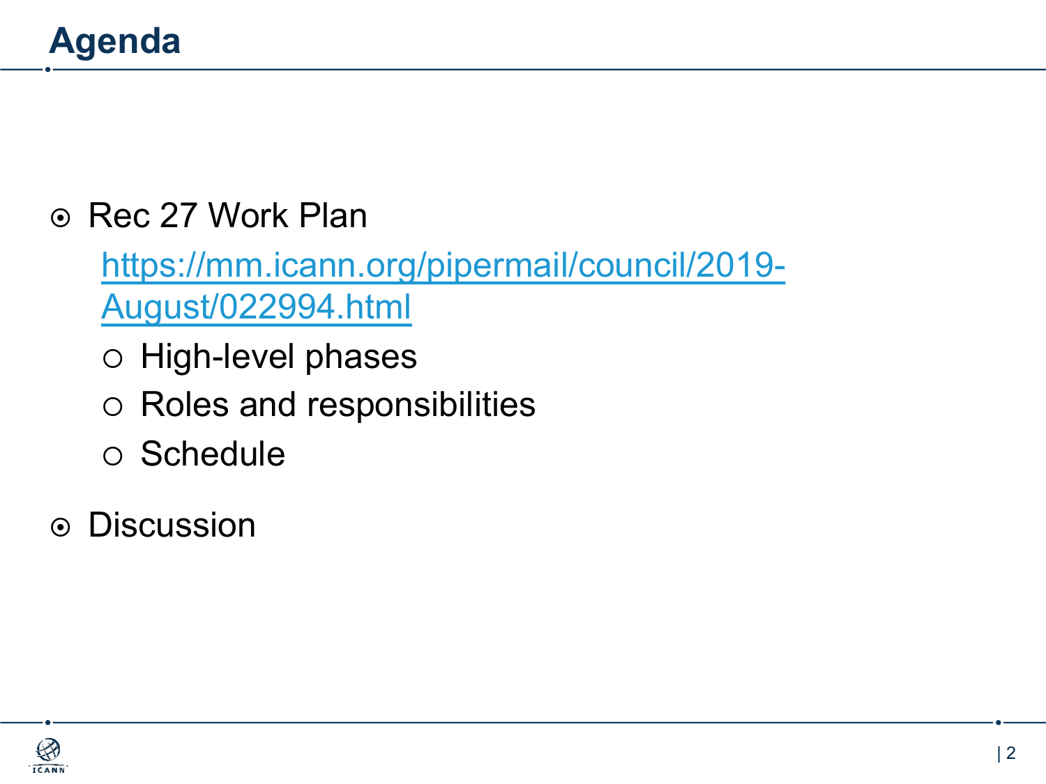# Agenda

- Rec 27 Work Plan
  https://mm.icann.org/pipermail/council/2019-August/022994.html
  - High-level phases
  - Roles and responsibilities
  - Schedule
- Discussion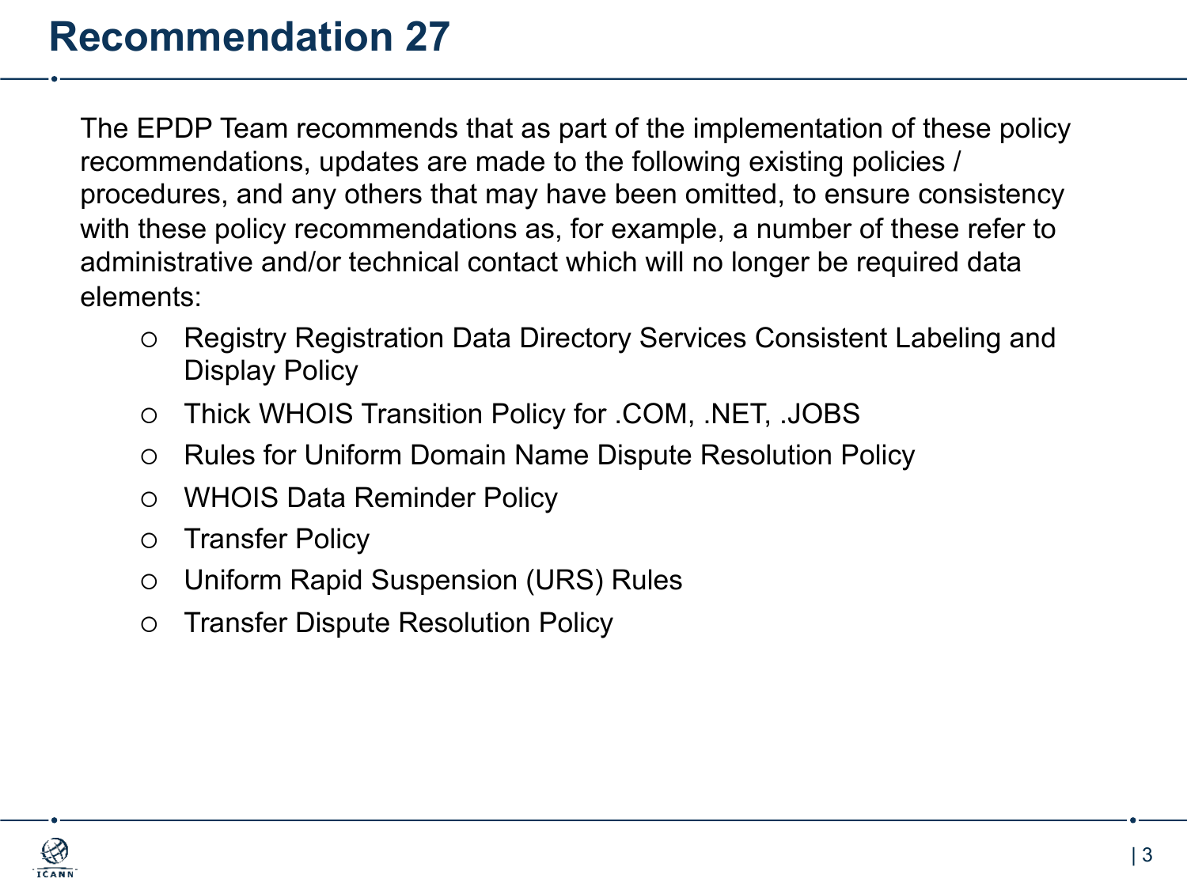# Recommendation 27

The EPDP Team recommends that as part of the implementation of these policy recommendations, updates are made to the following existing policies / procedures, and any others that may have been omitted, to ensure consistency with these policy recommendations as, for example, a number of these refer to administrative and/or technical contact which will no longer be required data elements:

- Registry Registration Data Directory Services Consistent Labeling and Display Policy
- Thick WHOIS Transition Policy for .COM, .NET, .JOBS
- Rules for Uniform Domain Name Dispute Resolution Policy
- WHOIS Data Reminder Policy
- Transfer Policy
- Uniform Rapid Suspension (URS) Rules
- Transfer Dispute Resolution Policy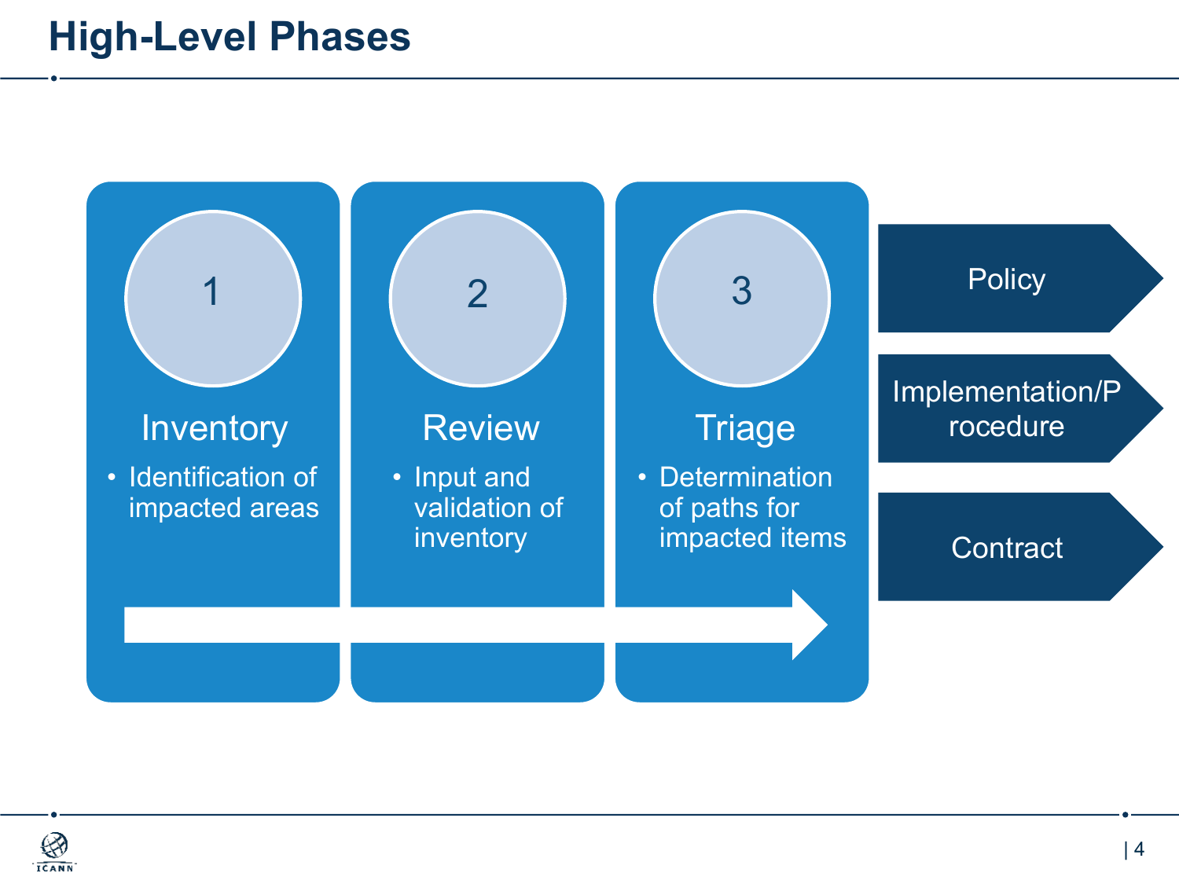# High-Level Phases

### 1 Inventory

- Identification of impacted areas

### 2 Review

- Input and validation of inventory

### 3 Triage

- Determination of paths for impacted items

**Policy**

**Implementation/Procedure**

**Contract**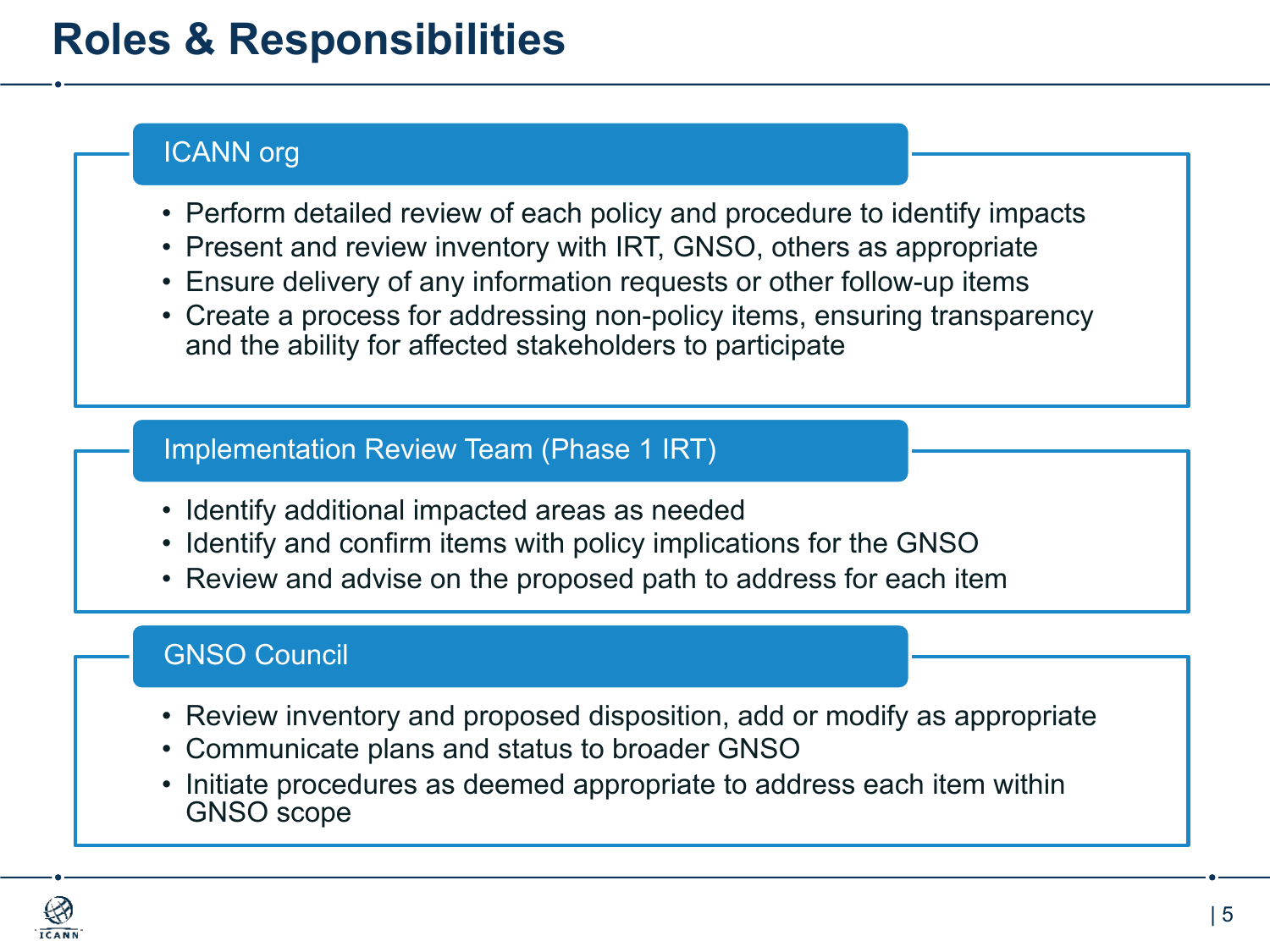# Roles & Responsibilities

## ICANN org

- Perform detailed review of each policy and procedure to identify impacts
- Present and review inventory with IRT, GNSO, others as appropriate
- Ensure delivery of any information requests or other follow-up items
- Create a process for addressing non-policy items, ensuring transparency and the ability for affected stakeholders to participate

## Implementation Review Team (Phase 1 IRT)

- Identify additional impacted areas as needed
- Identify and confirm items with policy implications for the GNSO
- Review and advise on the proposed path to address for each item

## GNSO Council

- Review inventory and proposed disposition, add or modify as appropriate
- Communicate plans and status to broader GNSO
- Initiate procedures as deemed appropriate to address each item within GNSO scope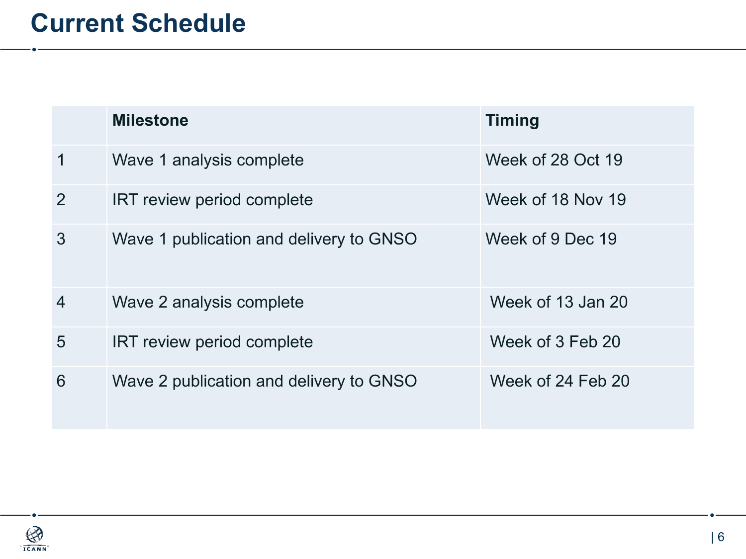# Current Schedule

| | Milestone | Timing |
|---|---|---|
| 1 | Wave 1 analysis complete | Week of 28 Oct 19 |
| 2 | IRT review period complete | Week of 18 Nov 19 |
| 3 | Wave 1 publication and delivery to GNSO | Week of 9 Dec 19 |
| 4 | Wave 2 analysis complete | Week of 13 Jan 20 |
| 5 | IRT review period complete | Week of 3 Feb 20 |
| 6 | Wave 2 publication and delivery to GNSO | Week of 24 Feb 20 |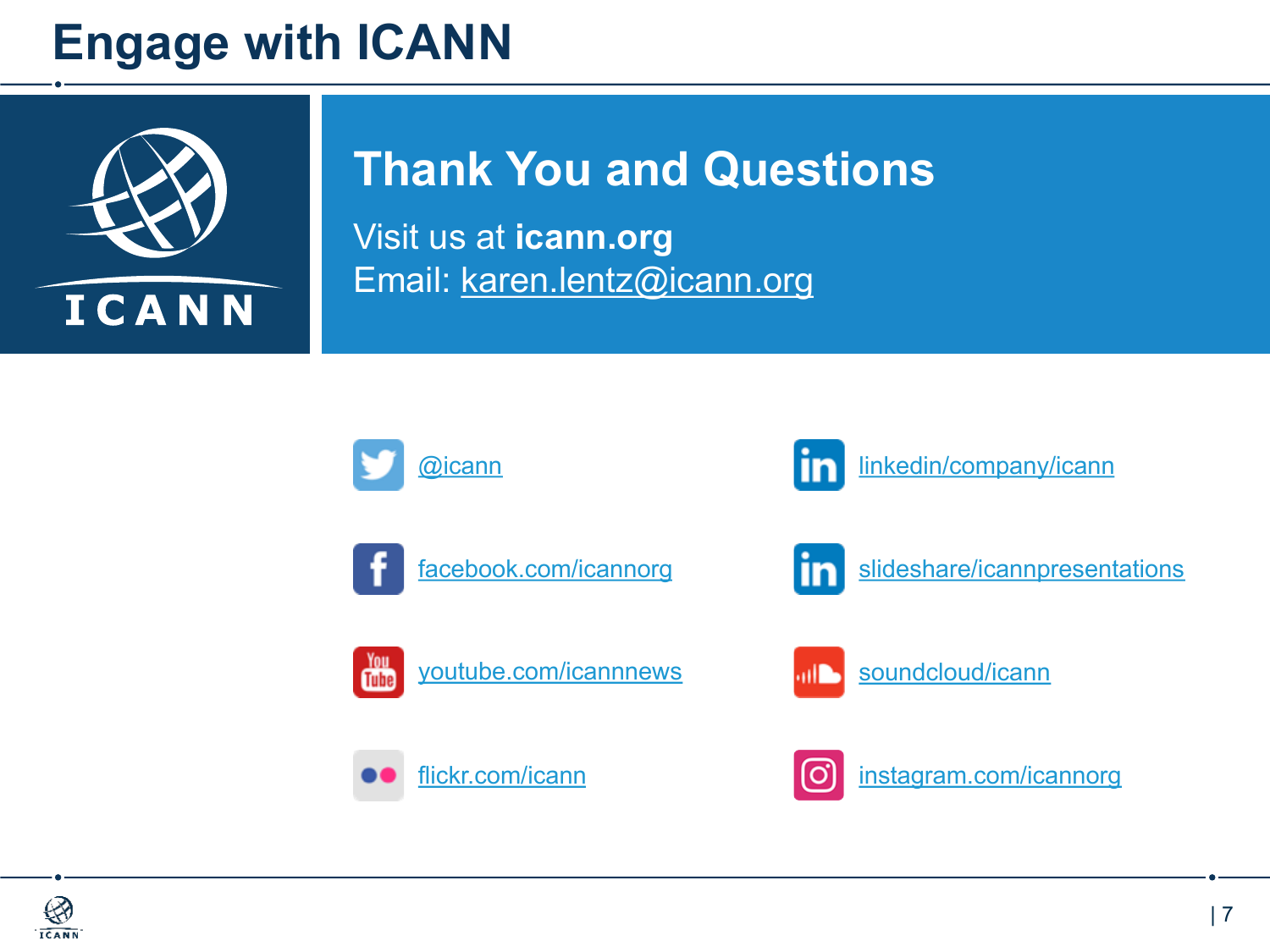# Engage with ICANN

## Thank You and Questions

Visit us at **icann.org**
Email: karen.lentz@icann.org

- @icann
- linkedin/company/icann
- facebook.com/icannorg
- slideshare/icannpresentations
- youtube.com/icannnews
- soundcloud/icann
- flickr.com/icann
- instagram.com/icannorg